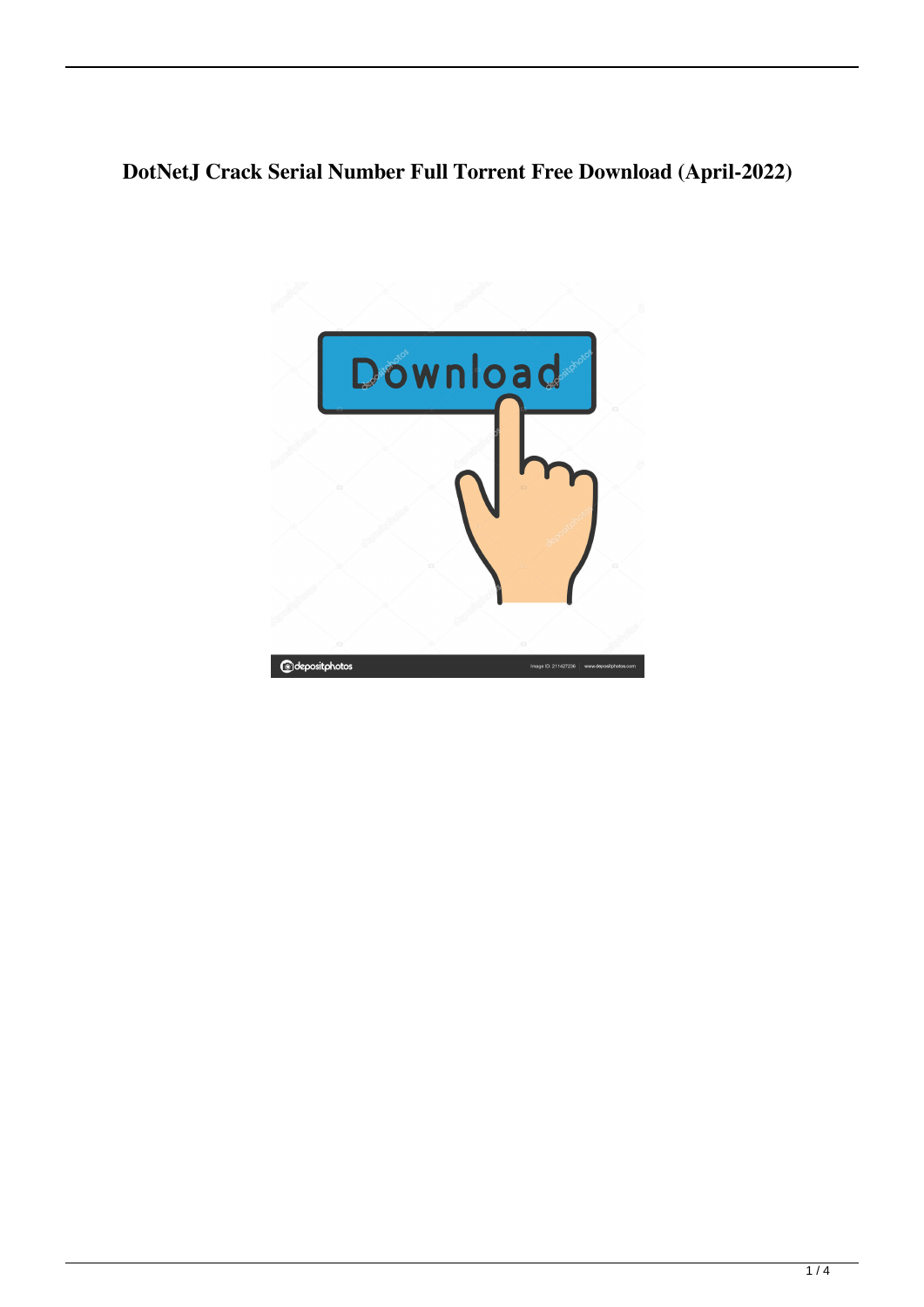# DotNetJ Crack Serial Number Full Torrent Free Download (April-2022)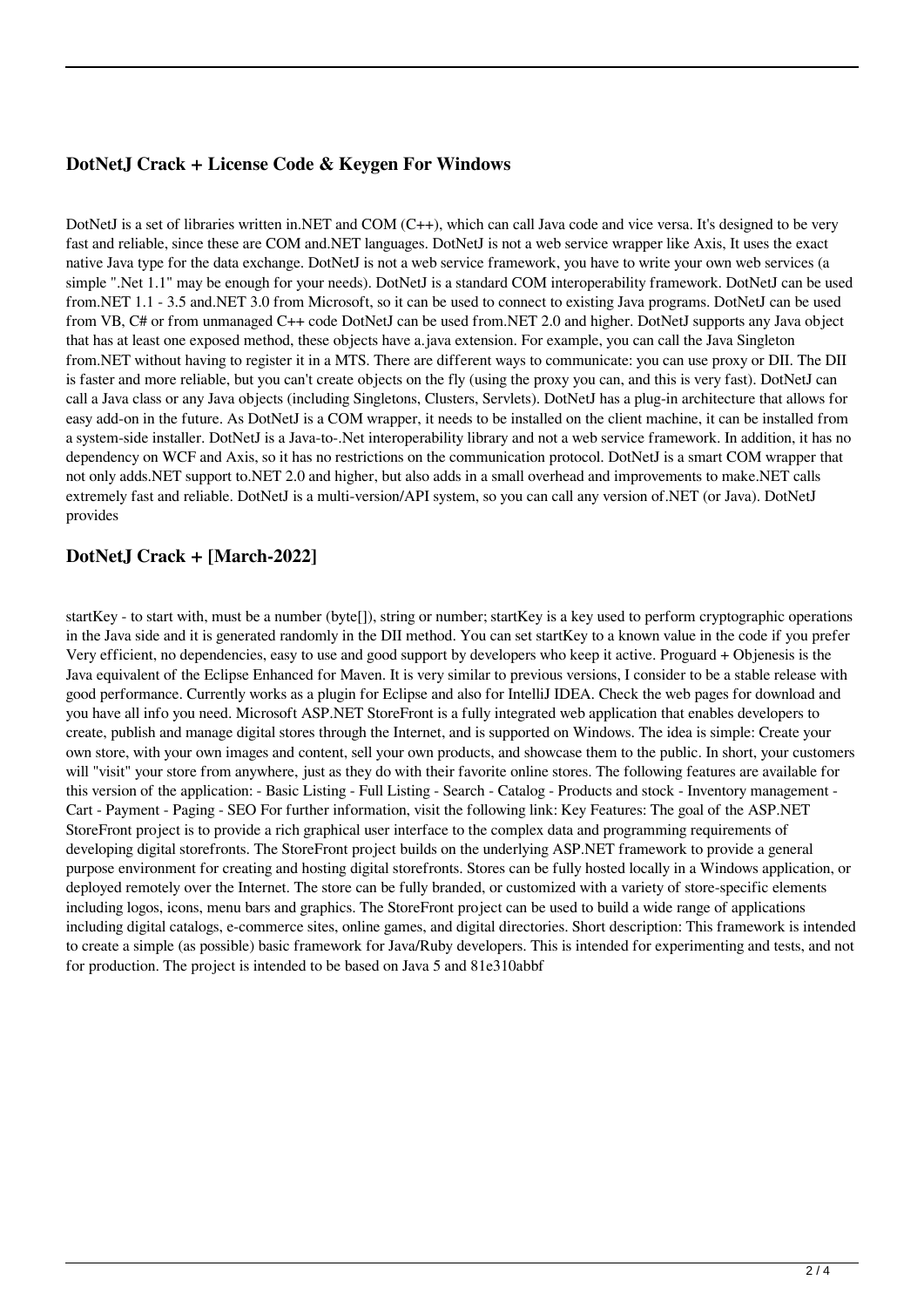## DotNetJ Crack + License Code & Keygen For Windows

DotNetJ is a set of libraries written in.NET and COM (C++), which can call Java code and vice versa. It's designed to be very fast and reliable, since these are COM and.NET languages. DotNetJ is not a web service wrapper like Axis, It uses the exact native Java type for the data exchange. DotNetJ is not a web service framework, you have to write your own web services (a simple ".Net 1.1" may be enough for your needs). DotNetJ is a standard COM interoperability framework. DotNetJ can be used from.NET 1.1 - 3.5 and.NET 3.0 from Microsoft, so it can be used to connect to existing Java programs. DotNetJ can be used from VB, C# or from unmanaged C++ code DotNetJ can be used from.NET 2.0 and higher. DotNetJ supports any Java object that has at least one exposed method, these objects have a.java extension. For example, you can call the Java Singleton from.NET without having to register it in a MTS. There are different ways to communicate: you can use proxy or DII. The DII is faster and more reliable, but you can't create objects on the fly (using the proxy you can, and this is very fast). DotNetJ can call a Java class or any Java objects (including Singletons, Clusters, Servlets). DotNetJ has a plug-in architecture that allows for easy add-on in the future. As DotNetJ is a COM wrapper, it needs to be installed on the client machine, it can be installed from a system-side installer. DotNetJ is a Java-to-.Net interoperability library and not a web service framework. In addition, it has no dependency on WCF and Axis, so it has no restrictions on the communication protocol. DotNetJ is a smart COM wrapper that not only adds.NET support to.NET 2.0 and higher, but also adds in a small overhead and improvements to make.NET calls extremely fast and reliable. DotNetJ is a multi-version/API system, so you can call any version of.NET (or Java). DotNetJ provides

## DotNetJ Crack + [March-2022]

startKey - to start with, must be a number (byte[]), string or number; startKey is a key used to perform cryptographic operations in the Java side and it is generated randomly in the DII method. You can set startKey to a known value in the code if you prefer Very efficient, no dependencies, easy to use and good support by developers who keep it active. Proguard + Objenesis is the Java equivalent of the Eclipse Enhanced for Maven. It is very similar to previous versions, I consider to be a stable release with good performance. Currently works as a plugin for Eclipse and also for IntelliJ IDEA. Check the web pages for download and you have all info you need. Microsoft ASP.NET StoreFront is a fully integrated web application that enables developers to create, publish and manage digital stores through the Internet, and is supported on Windows. The idea is simple: Create your own store, with your own images and content, sell your own products, and showcase them to the public. In short, your customers will "visit" your store from anywhere, just as they do with their favorite online stores. The following features are available for this version of the application: - Basic Listing - Full Listing - Search - Catalog - Products and stock - Inventory management - Cart - Payment - Paging - SEO For further information, visit the following link: Key Features: The goal of the ASP.NET StoreFront project is to provide a rich graphical user interface to the complex data and programming requirements of developing digital storefronts. The StoreFront project builds on the underlying ASP.NET framework to provide a general purpose environment for creating and hosting digital storefronts. Stores can be fully hosted locally in a Windows application, or deployed remotely over the Internet. The store can be fully branded, or customized with a variety of store-specific elements including logos, icons, menu bars and graphics. The StoreFront project can be used to build a wide range of applications including digital catalogs, e-commerce sites, online games, and digital directories. Short description: This framework is intended to create a simple (as possible) basic framework for Java/Ruby developers. This is intended for experimenting and tests, and not for production. The project is intended to be based on Java 5 and 81e310abbf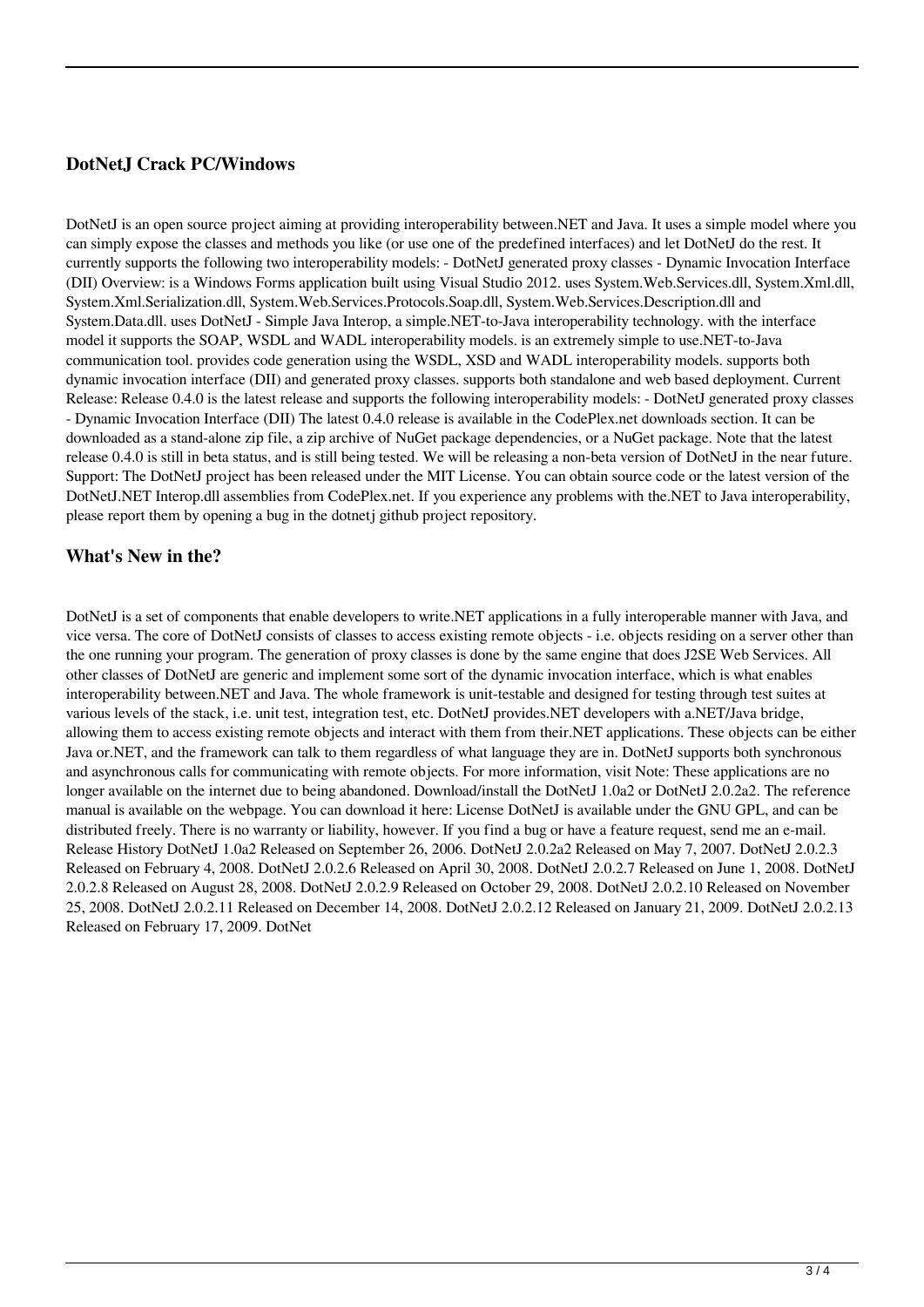### DotNetJ Crack PC/Windows

DotNetJ is an open source project aiming at providing interoperability between.NET and Java. It uses a simple model where you can simply expose the classes and methods you like (or use one of the predefined interfaces) and let DotNetJ do the rest. It currently supports the following two interoperability models: - DotNetJ generated proxy classes - Dynamic Invocation Interface (DII) Overview: is a Windows Forms application built using Visual Studio 2012. uses System.Web.Services.dll, System.Xml.dll, System.Xml.Serialization.dll, System.Web.Services.Protocols.Soap.dll, System.Web.Services.Description.dll and System.Data.dll. uses DotNetJ - Simple Java Interop, a simple.NET-to-Java interoperability technology. with the interface model it supports the SOAP, WSDL and WADL interoperability models. is an extremely simple to use.NET-to-Java communication tool. provides code generation using the WSDL, XSD and WADL interoperability models. supports both dynamic invocation interface (DII) and generated proxy classes. supports both standalone and web based deployment. Current Release: Release 0.4.0 is the latest release and supports the following interoperability models: - DotNetJ generated proxy classes - Dynamic Invocation Interface (DII) The latest 0.4.0 release is available in the CodePlex.net downloads section. It can be downloaded as a stand-alone zip file, a zip archive of NuGet package dependencies, or a NuGet package. Note that the latest release 0.4.0 is still in beta status, and is still being tested. We will be releasing a non-beta version of DotNetJ in the near future. Support: The DotNetJ project has been released under the MIT License. You can obtain source code or the latest version of the DotNetJ.NET Interop.dll assemblies from CodePlex.net. If you experience any problems with the.NET to Java interoperability, please report them by opening a bug in the dotnetj github project repository.

### What's New in the?

DotNetJ is a set of components that enable developers to write.NET applications in a fully interoperable manner with Java, and vice versa. The core of DotNetJ consists of classes to access existing remote objects - i.e. objects residing on a server other than the one running your program. The generation of proxy classes is done by the same engine that does J2SE Web Services. All other classes of DotNetJ are generic and implement some sort of the dynamic invocation interface, which is what enables interoperability between.NET and Java. The whole framework is unit-testable and designed for testing through test suites at various levels of the stack, i.e. unit test, integration test, etc. DotNetJ provides.NET developers with a.NET/Java bridge, allowing them to access existing remote objects and interact with them from their.NET applications. These objects can be either Java or.NET, and the framework can talk to them regardless of what language they are in. DotNetJ supports both synchronous and asynchronous calls for communicating with remote objects. For more information, visit Note: These applications are no longer available on the internet due to being abandoned. Download/install the DotNetJ 1.0a2 or DotNetJ 2.0.2a2. The reference manual is available on the webpage. You can download it here: License DotNetJ is available under the GNU GPL, and can be distributed freely. There is no warranty or liability, however. If you find a bug or have a feature request, send me an e-mail. Release History DotNetJ 1.0a2 Released on September 26, 2006. DotNetJ 2.0.2a2 Released on May 7, 2007. DotNetJ 2.0.2.3 Released on February 4, 2008. DotNetJ 2.0.2.6 Released on April 30, 2008. DotNetJ 2.0.2.7 Released on June 1, 2008. DotNetJ 2.0.2.8 Released on August 28, 2008. DotNetJ 2.0.2.9 Released on October 29, 2008. DotNetJ 2.0.2.10 Released on November 25, 2008. DotNetJ 2.0.2.11 Released on December 14, 2008. DotNetJ 2.0.2.12 Released on January 21, 2009. DotNetJ 2.0.2.13 Released on February 17, 2009. DotNet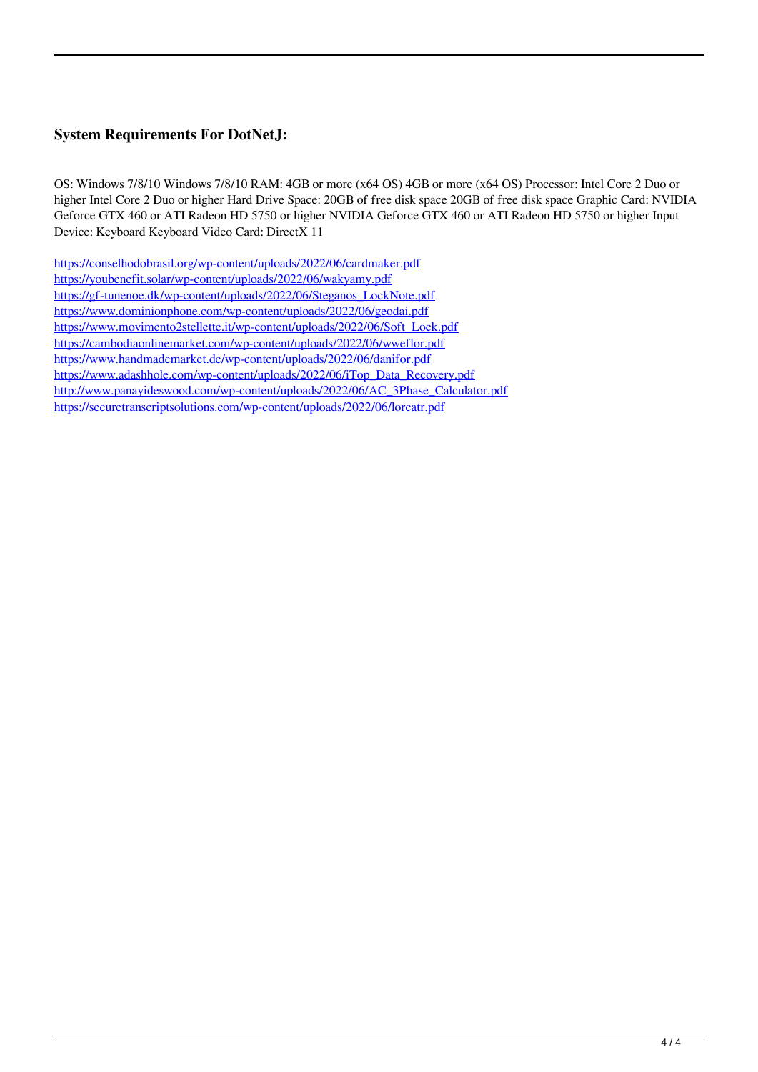### System Requirements For DotNetJ:

OS: Windows 7/8/10 Windows 7/8/10 RAM: 4GB or more (x64 OS) 4GB or more (x64 OS) Processor: Intel Core 2 Duo or higher Intel Core 2 Duo or higher Hard Drive Space: 20GB of free disk space 20GB of free disk space Graphic Card: NVIDIA Geforce GTX 460 or ATI Radeon HD 5750 or higher NVIDIA Geforce GTX 460 or ATI Radeon HD 5750 or higher Input Device: Keyboard Keyboard Video Card: DirectX 11

https://conselhodobrasil.org/wp-content/uploads/2022/06/cardmaker.pdf
https://youbenefit.solar/wp-content/uploads/2022/06/wakyamy.pdf
https://gf-tunenoe.dk/wp-content/uploads/2022/06/Steganos_LockNote.pdf
https://www.dominionphone.com/wp-content/uploads/2022/06/geodai.pdf
https://www.movimento2stellette.it/wp-content/uploads/2022/06/Soft_Lock.pdf
https://cambodiaonlinemarket.com/wp-content/uploads/2022/06/wweflor.pdf
https://www.handmademarket.de/wp-content/uploads/2022/06/danifor.pdf
https://www.adashhole.com/wp-content/uploads/2022/06/iTop_Data_Recovery.pdf
http://www.panayideswood.com/wp-content/uploads/2022/06/AC_3Phase_Calculator.pdf
https://securetranscriptsolutions.com/wp-content/uploads/2022/06/lorcatr.pdf